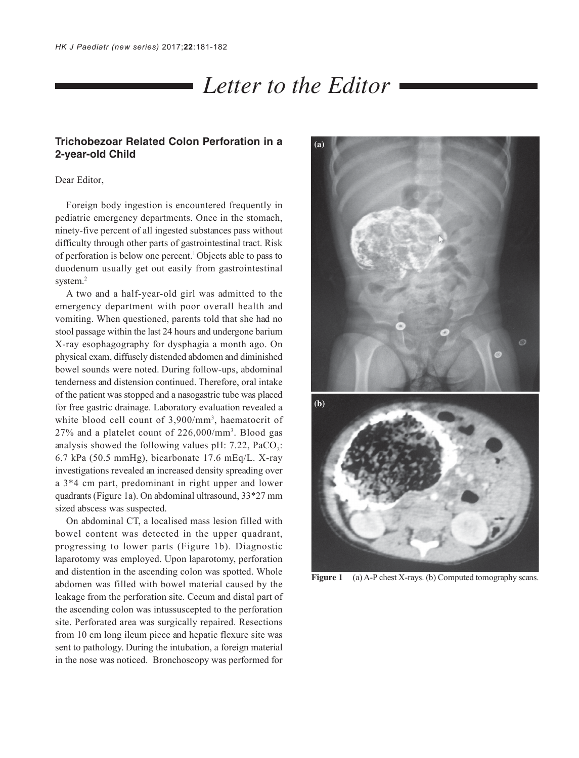# Letter to the Editor

## Trichobezoar Related Colon Perforation in a 2-year-old Child

Dear Editor,

Foreign body ingestion is encountered frequently in pediatric emergency departments. Once in the stomach, ninety-five percent of all ingested substances pass without difficulty through other parts of gastrointestinal tract. Risk of perforation is below one percent.[1] Objects able to pass to duodenum usually get out easily from gastrointestinal system.[2]

A two and a half-year-old girl was admitted to the emergency department with poor overall health and vomiting. When questioned, parents told that she had no stool passage within the last 24 hours and undergone barium X-ray esophagography for dysphagia a month ago. On physical exam, diffusely distended abdomen and diminished bowel sounds were noted. During follow-ups, abdominal tenderness and distension continued. Therefore, oral intake of the patient was stopped and a nasogastric tube was placed for free gastric drainage. Laboratory evaluation revealed a white blood cell count of 3,900/mm$^3$, haematocrit of 27% and a platelet count of 226,000/mm$^3$. Blood gas analysis showed the following values pH: 7.22, $PaCO_2$: 6.7 kPa (50.5 mmHg), bicarbonate 17.6 mEq/L. X-ray investigations revealed an increased density spreading over a 3*4 cm part, predominant in right upper and lower quadrants (Figure 1a). On abdominal ultrasound, 33*27 mm sized abscess was suspected.

On abdominal CT, a localised mass lesion filled with bowel content was detected in the upper quadrant, progressing to lower parts (Figure 1b). Diagnostic laparotomy was employed. Upon laparotomy, perforation and distention in the ascending colon was spotted. Whole abdomen was filled with bowel material caused by the leakage from the perforation site. Cecum and distal part of the ascending colon was intussuscepted to the perforation site. Perforated area was surgically repaired. Resections from 10 cm long ileum piece and hepatic flexure site was sent to pathology. During the intubation, a foreign material in the nose was noticed. Bronchoscopy was performed for

**Figure 1** (a) A-P chest X-rays. (b) Computed tomography scans.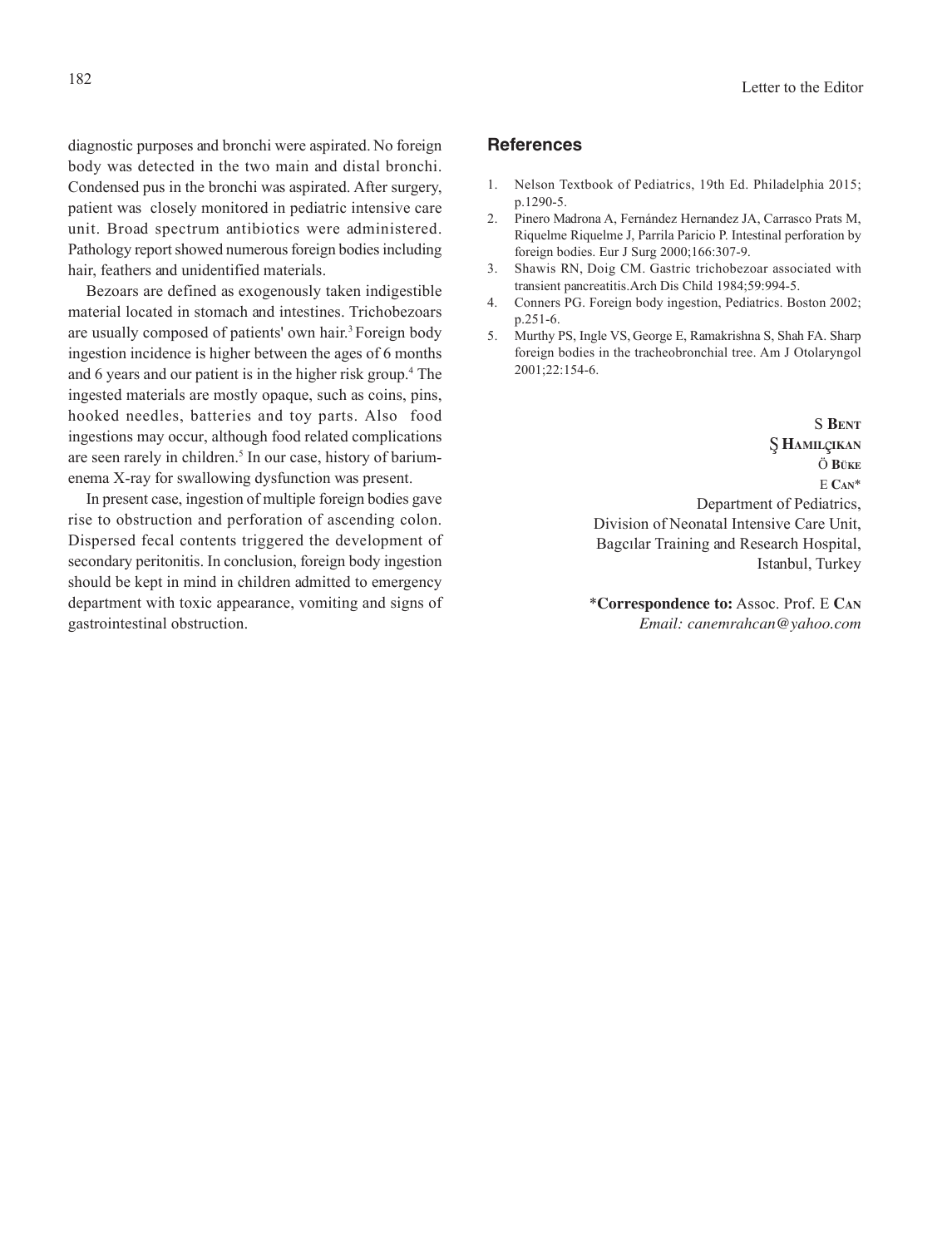diagnostic purposes and bronchi were aspirated. No foreign body was detected in the two main and distal bronchi. Condensed pus in the bronchi was aspirated. After surgery, patient was closely monitored in pediatric intensive care unit. Broad spectrum antibiotics were administered. Pathology report showed numerous foreign bodies including hair, feathers and unidentified materials.

Bezoars are defined as exogenously taken indigestible material located in stomach and intestines. Trichobezoars are usually composed of patients' own hair.[3] Foreign body ingestion incidence is higher between the ages of 6 months and 6 years and our patient is in the higher risk group.[4] The ingested materials are mostly opaque, such as coins, pins, hooked needles, batteries and toy parts. Also food ingestions may occur, although food related complications are seen rarely in children.[5] In our case, history of barium-enema X-ray for swallowing dysfunction was present.

In present case, ingestion of multiple foreign bodies gave rise to obstruction and perforation of ascending colon. Dispersed fecal contents triggered the development of secondary peritonitis. In conclusion, foreign body ingestion should be kept in mind in children admitted to emergency department with toxic appearance, vomiting and signs of gastrointestinal obstruction.

## References

1. Nelson Textbook of Pediatrics, 19th Ed. Philadelphia 2015; p.1290-5.
2. Pinero Madrona A, Fernández Hernandez JA, Carrasco Prats M, Riquelme Riquelme J, Parrila Paricio P. Intestinal perforation by foreign bodies. Eur J Surg 2000;166:307-9.
3. Shawis RN, Doig CM. Gastric trichobezoar associated with transient pancreatitis.Arch Dis Child 1984;59:994-5.
4. Conners PG. Foreign body ingestion, Pediatrics. Boston 2002; p.251-6.
5. Murthy PS, Ingle VS, George E, Ramakrishna S, Shah FA. Sharp foreign bodies in the tracheobronchial tree. Am J Otolaryngol 2001;22:154-6.

S **Bent**
Ş **Hamılçıkan**
Ö **Büke**
E **Can***
Department of Pediatrics,
Division of Neonatal Intensive Care Unit,
Bagcılar Training and Research Hospital,
Istanbul, Turkey

***Correspondence to:** Assoc. Prof. E **Can**
*Email: canemrahcan@yahoo.com*